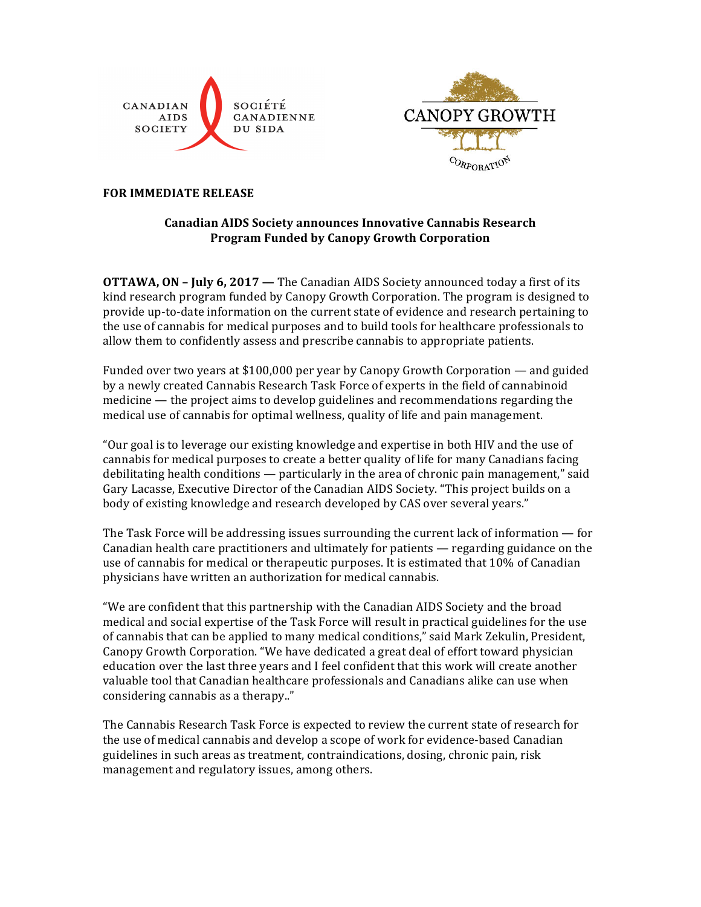CANADIAN AIDS SOCIETY SOCIÉTÉ CANADIENNE DU SIDA

CANOPY GROWTH CORPORATION

**FOR IMMEDIATE RELEASE**

**Canadian AIDS Society announces Innovative Cannabis Research Program Funded by Canopy Growth Corporation**

**OTTAWA, ON – July 6, 2017 —** The Canadian AIDS Society announced today a first of its kind research program funded by Canopy Growth Corporation. The program is designed to provide up-to-date information on the current state of evidence and research pertaining to the use of cannabis for medical purposes and to build tools for healthcare professionals to allow them to confidently assess and prescribe cannabis to appropriate patients.

Funded over two years at $100,000 per year by Canopy Growth Corporation — and guided by a newly created Cannabis Research Task Force of experts in the field of cannabinoid medicine — the project aims to develop guidelines and recommendations regarding the medical use of cannabis for optimal wellness, quality of life and pain management.

"Our goal is to leverage our existing knowledge and expertise in both HIV and the use of cannabis for medical purposes to create a better quality of life for many Canadians facing debilitating health conditions — particularly in the area of chronic pain management," said Gary Lacasse, Executive Director of the Canadian AIDS Society. "This project builds on a body of existing knowledge and research developed by CAS over several years."

The Task Force will be addressing issues surrounding the current lack of information — for Canadian health care practitioners and ultimately for patients — regarding guidance on the use of cannabis for medical or therapeutic purposes. It is estimated that 10% of Canadian physicians have written an authorization for medical cannabis.

"We are confident that this partnership with the Canadian AIDS Society and the broad medical and social expertise of the Task Force will result in practical guidelines for the use of cannabis that can be applied to many medical conditions," said Mark Zekulin, President, Canopy Growth Corporation. "We have dedicated a great deal of effort toward physician education over the last three years and I feel confident that this work will create another valuable tool that Canadian healthcare professionals and Canadians alike can use when considering cannabis as a therapy.."

The Cannabis Research Task Force is expected to review the current state of research for the use of medical cannabis and develop a scope of work for evidence-based Canadian guidelines in such areas as treatment, contraindications, dosing, chronic pain, risk management and regulatory issues, among others.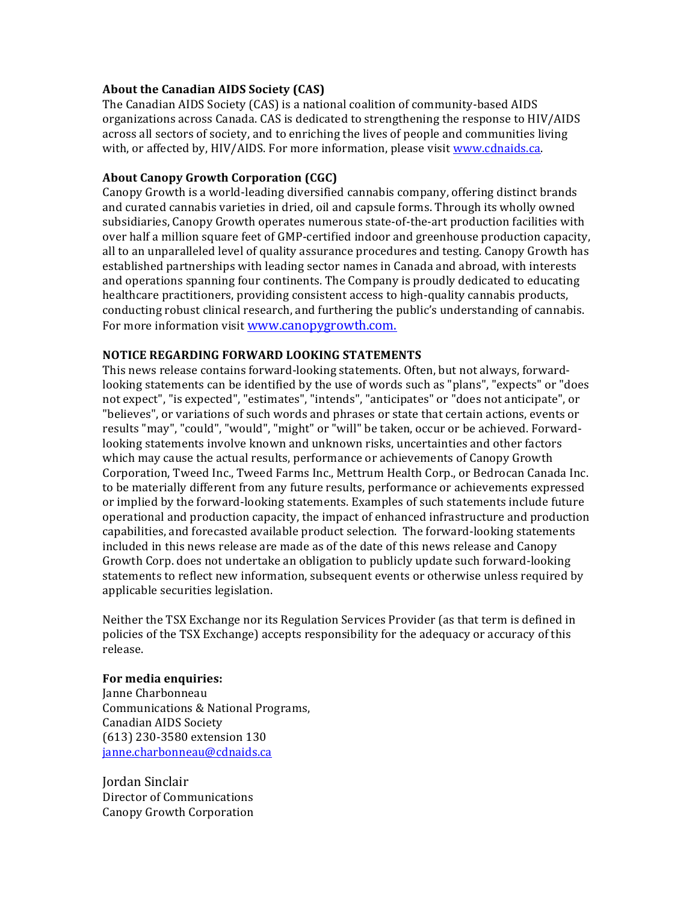**About the Canadian AIDS Society (CAS)**
The Canadian AIDS Society (CAS) is a national coalition of community-based AIDS organizations across Canada. CAS is dedicated to strengthening the response to HIV/AIDS across all sectors of society, and to enriching the lives of people and communities living with, or affected by, HIV/AIDS. For more information, please visit [www.cdnaids.ca](http://www.cdnaids.ca).

**About Canopy Growth Corporation (CGC)**
Canopy Growth is a world-leading diversified cannabis company, offering distinct brands and curated cannabis varieties in dried, oil and capsule forms. Through its wholly owned subsidiaries, Canopy Growth operates numerous state-of-the-art production facilities with over half a million square feet of GMP-certified indoor and greenhouse production capacity, all to an unparalleled level of quality assurance procedures and testing. Canopy Growth has established partnerships with leading sector names in Canada and abroad, with interests and operations spanning four continents. The Company is proudly dedicated to educating healthcare practitioners, providing consistent access to high-quality cannabis products, conducting robust clinical research, and furthering the public's understanding of cannabis. For more information visit [www.canopygrowth.com.](http://www.canopygrowth.com)

**NOTICE REGARDING FORWARD LOOKING STATEMENTS**
This news release contains forward-looking statements. Often, but not always, forward-looking statements can be identified by the use of words such as "plans", "expects" or "does not expect", "is expected", "estimates", "intends", "anticipates" or "does not anticipate", or "believes", or variations of such words and phrases or state that certain actions, events or results "may", "could", "would", "might" or "will" be taken, occur or be achieved. Forward-looking statements involve known and unknown risks, uncertainties and other factors which may cause the actual results, performance or achievements of Canopy Growth Corporation, Tweed Inc., Tweed Farms Inc., Mettrum Health Corp., or Bedrocan Canada Inc. to be materially different from any future results, performance or achievements expressed or implied by the forward-looking statements. Examples of such statements include future operational and production capacity, the impact of enhanced infrastructure and production capabilities, and forecasted available product selection. The forward-looking statements included in this news release are made as of the date of this news release and Canopy Growth Corp. does not undertake an obligation to publicly update such forward-looking statements to reflect new information, subsequent events or otherwise unless required by applicable securities legislation.

Neither the TSX Exchange nor its Regulation Services Provider (as that term is defined in policies of the TSX Exchange) accepts responsibility for the adequacy or accuracy of this release.

**For media enquiries:**
Janne Charbonneau
Communications & National Programs,
Canadian AIDS Society
(613) 230-3580 extension 130
[janne.charbonneau@cdnaids.ca](mailto:janne.charbonneau@cdnaids.ca)

Jordan Sinclair
Director of Communications
Canopy Growth Corporation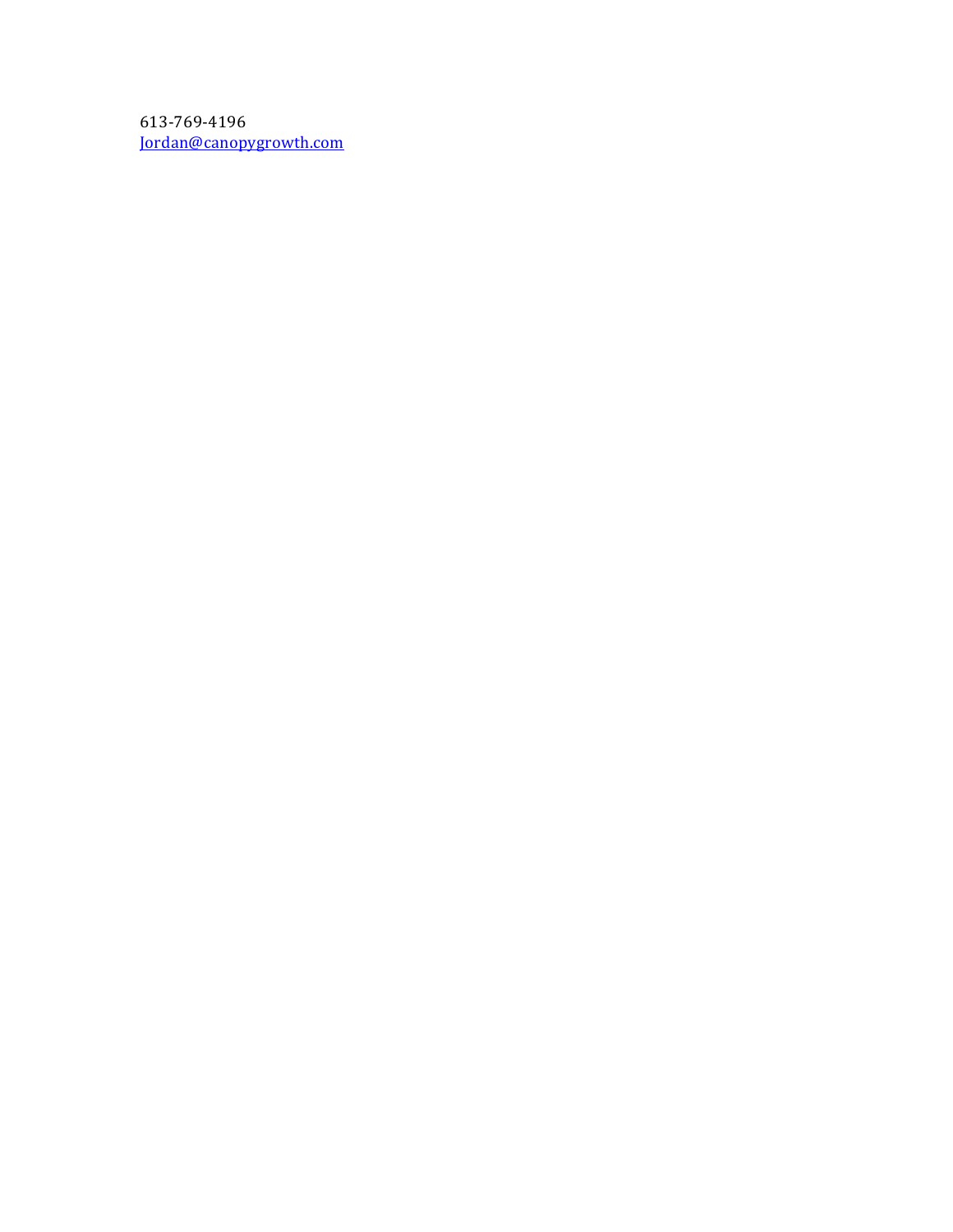613-769-4196
[Jordan@canopygrowth.com](mailto:Jordan@canopygrowth.com)